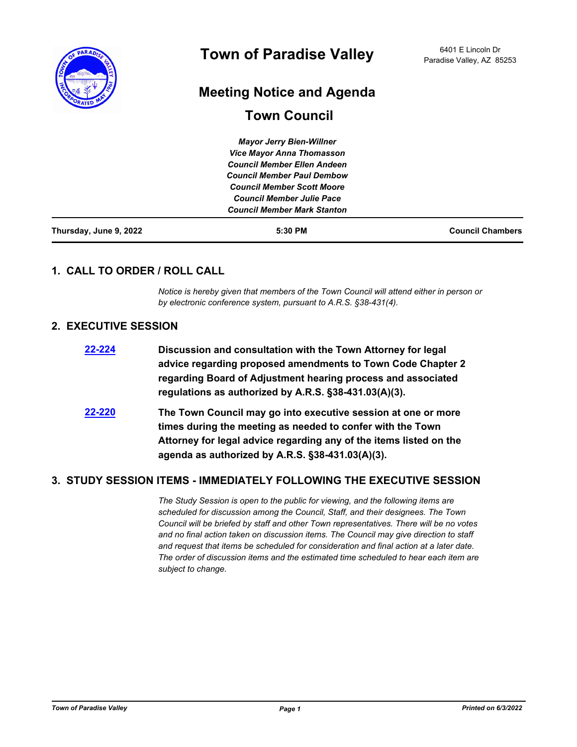# Town of Paradise Valley

6401 E Lincoln Dr
Paradise Valley, AZ 85253

## Meeting Notice and Agenda

## Town Council

***Mayor Jerry Bien-Willner***
***Vice Mayor Anna Thomasson***
***Council Member Ellen Andeen***
***Council Member Paul Dembow***
***Council Member Scott Moore***
***Council Member Julie Pace***
***Council Member Mark Stanton***

| Thursday, June 9, 2022 | 5:30 PM | Council Chambers |
|---|---|---|

## 1. CALL TO ORDER / ROLL CALL

*Notice is hereby given that members of the Town Council will attend either in person or by electronic conference system, pursuant to A.R.S. §38-431(4).*

## 2. EXECUTIVE SESSION

**22-224** **Discussion and consultation with the Town Attorney for legal advice regarding proposed amendments to Town Code Chapter 2 regarding Board of Adjustment hearing process and associated regulations as authorized by A.R.S. §38-431.03(A)(3).**

**22-220** **The Town Council may go into executive session at one or more times during the meeting as needed to confer with the Town Attorney for legal advice regarding any of the items listed on the agenda as authorized by A.R.S. §38-431.03(A)(3).**

## 3. STUDY SESSION ITEMS - IMMEDIATELY FOLLOWING THE EXECUTIVE SESSION

*The Study Session is open to the public for viewing, and the following items are scheduled for discussion among the Council, Staff, and their designees. The Town Council will be briefed by staff and other Town representatives. There will be no votes and no final action taken on discussion items. The Council may give direction to staff and request that items be scheduled for consideration and final action at a later date. The order of discussion items and the estimated time scheduled to hear each item are subject to change.*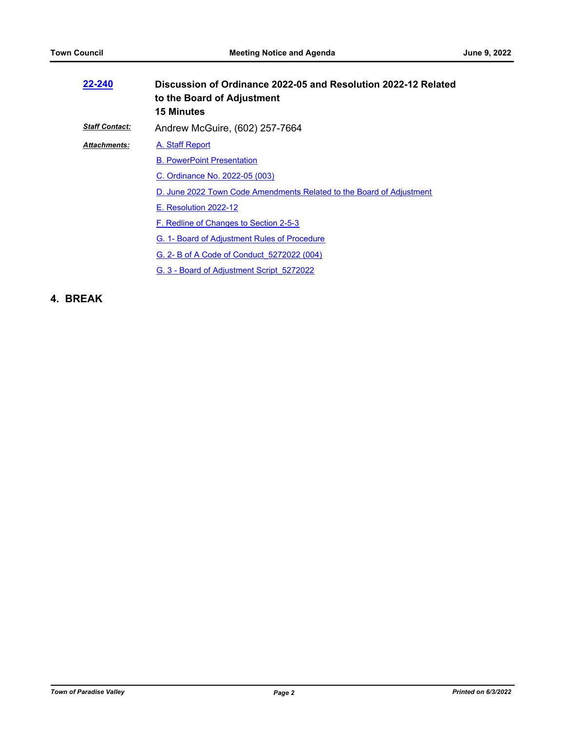**22-240** **Discussion of Ordinance 2022-05 and Resolution 2022-12 Related to the Board of Adjustment**
**15 Minutes**

***Staff Contact:*** Andrew McGuire, (602) 257-7664

***Attachments:***
- A. Staff Report
- B. PowerPoint Presentation
- C. Ordinance No. 2022-05 (003)
- D. June 2022 Town Code Amendments Related to the Board of Adjustment
- E. Resolution 2022-12
- F. Redline of Changes to Section 2-5-3
- G. 1- Board of Adjustment Rules of Procedure
- G. 2- B of A Code of Conduct_5272022 (004)
- G. 3 - Board of Adjustment Script_5272022

## 4. BREAK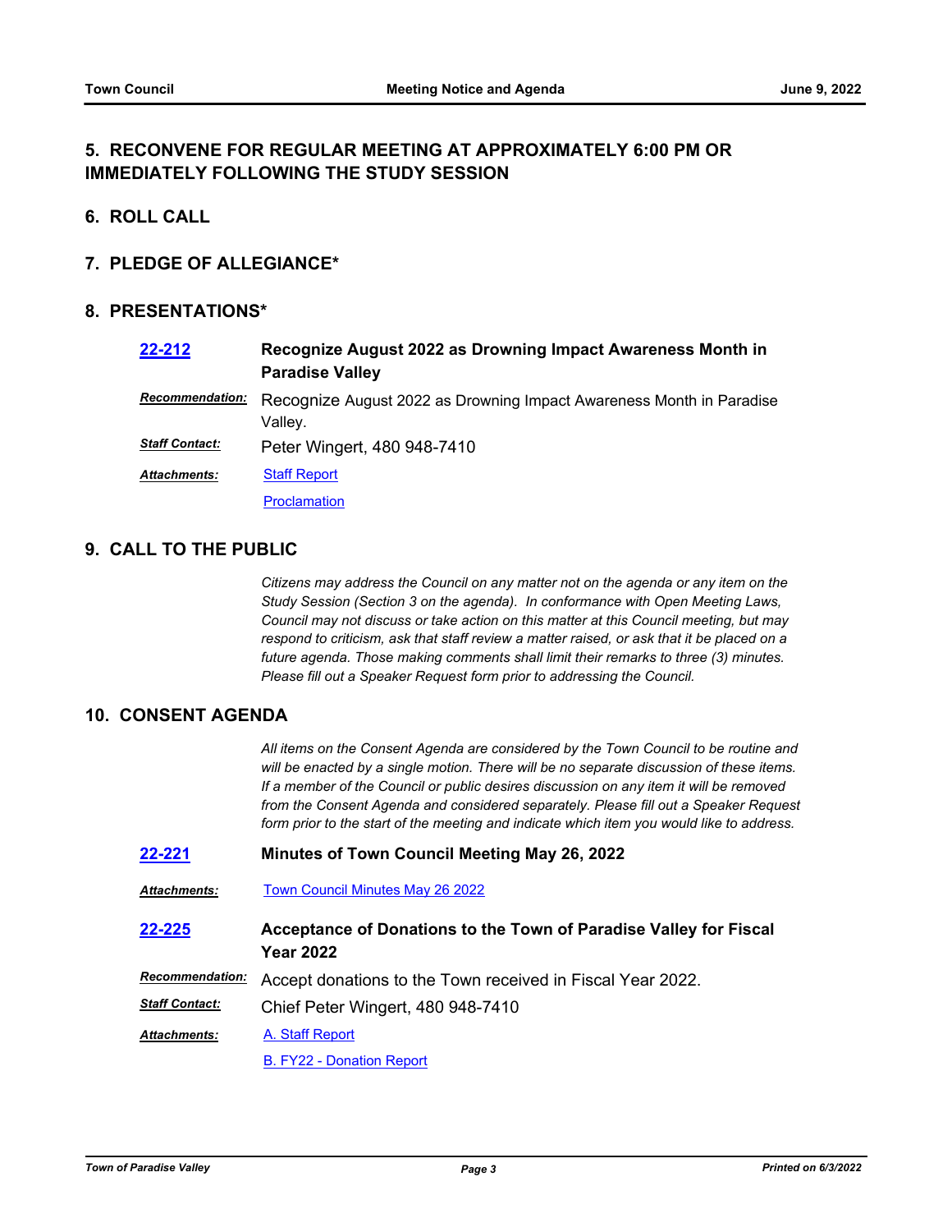## 5. RECONVENE FOR REGULAR MEETING AT APPROXIMATELY 6:00 PM OR IMMEDIATELY FOLLOWING THE STUDY SESSION

## 6. ROLL CALL

## 7. PLEDGE OF ALLEGIANCE*

## 8. PRESENTATIONS*

**22-212** **Recognize August 2022 as Drowning Impact Awareness Month in Paradise Valley**

***Recommendation:*** Recognize August 2022 as Drowning Impact Awareness Month in Paradise Valley.

***Staff Contact:*** Peter Wingert, 480 948-7410

***Attachments:*** Staff Report
Proclamation

## 9. CALL TO THE PUBLIC

*Citizens may address the Council on any matter not on the agenda or any item on the Study Session (Section 3 on the agenda). In conformance with Open Meeting Laws, Council may not discuss or take action on this matter at this Council meeting, but may respond to criticism, ask that staff review a matter raised, or ask that it be placed on a future agenda. Those making comments shall limit their remarks to three (3) minutes. Please fill out a Speaker Request form prior to addressing the Council.*

## 10. CONSENT AGENDA

*All items on the Consent Agenda are considered by the Town Council to be routine and will be enacted by a single motion. There will be no separate discussion of these items. If a member of the Council or public desires discussion on any item it will be removed from the Consent Agenda and considered separately. Please fill out a Speaker Request form prior to the start of the meeting and indicate which item you would like to address.*

**22-221** **Minutes of Town Council Meeting May 26, 2022**

***Attachments:*** Town Council Minutes May 26 2022

**22-225** **Acceptance of Donations to the Town of Paradise Valley for Fiscal Year 2022**

***Recommendation:*** Accept donations to the Town received in Fiscal Year 2022.

***Staff Contact:*** Chief Peter Wingert, 480 948-7410

***Attachments:*** A. Staff Report
B. FY22 - Donation Report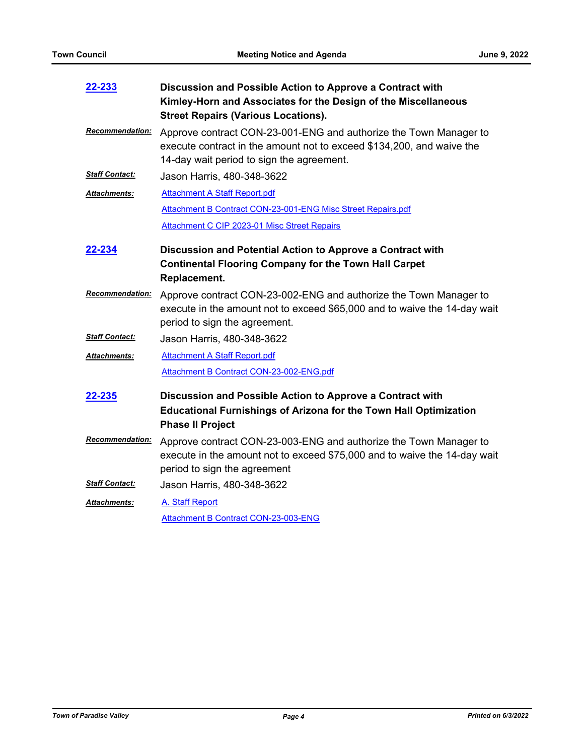**22-233** **Discussion and Possible Action to Approve a Contract with Kimley-Horn and Associates for the Design of the Miscellaneous Street Repairs (Various Locations).**

***Recommendation:*** Approve contract CON-23-001-ENG and authorize the Town Manager to execute contract in the amount not to exceed $134,200, and waive the 14-day wait period to sign the agreement.

***Staff Contact:*** Jason Harris, 480-348-3622

***Attachments:***
- Attachment A Staff Report.pdf
- Attachment B Contract CON-23-001-ENG Misc Street Repairs.pdf
- Attachment C CIP 2023-01 Misc Street Repairs

**22-234** **Discussion and Potential Action to Approve a Contract with Continental Flooring Company for the Town Hall Carpet Replacement.**

***Recommendation:*** Approve contract CON-23-002-ENG and authorize the Town Manager to execute in the amount not to exceed $65,000 and to waive the 14-day wait period to sign the agreement.

***Staff Contact:*** Jason Harris, 480-348-3622

***Attachments:***
- Attachment A Staff Report.pdf
- Attachment B Contract CON-23-002-ENG.pdf

**22-235** **Discussion and Possible Action to Approve a Contract with Educational Furnishings of Arizona for the Town Hall Optimization Phase II Project**

***Recommendation:*** Approve contract CON-23-003-ENG and authorize the Town Manager to execute in the amount not to exceed $75,000 and to waive the 14-day wait period to sign the agreement

***Staff Contact:*** Jason Harris, 480-348-3622

***Attachments:***
- A. Staff Report
- Attachment B Contract CON-23-003-ENG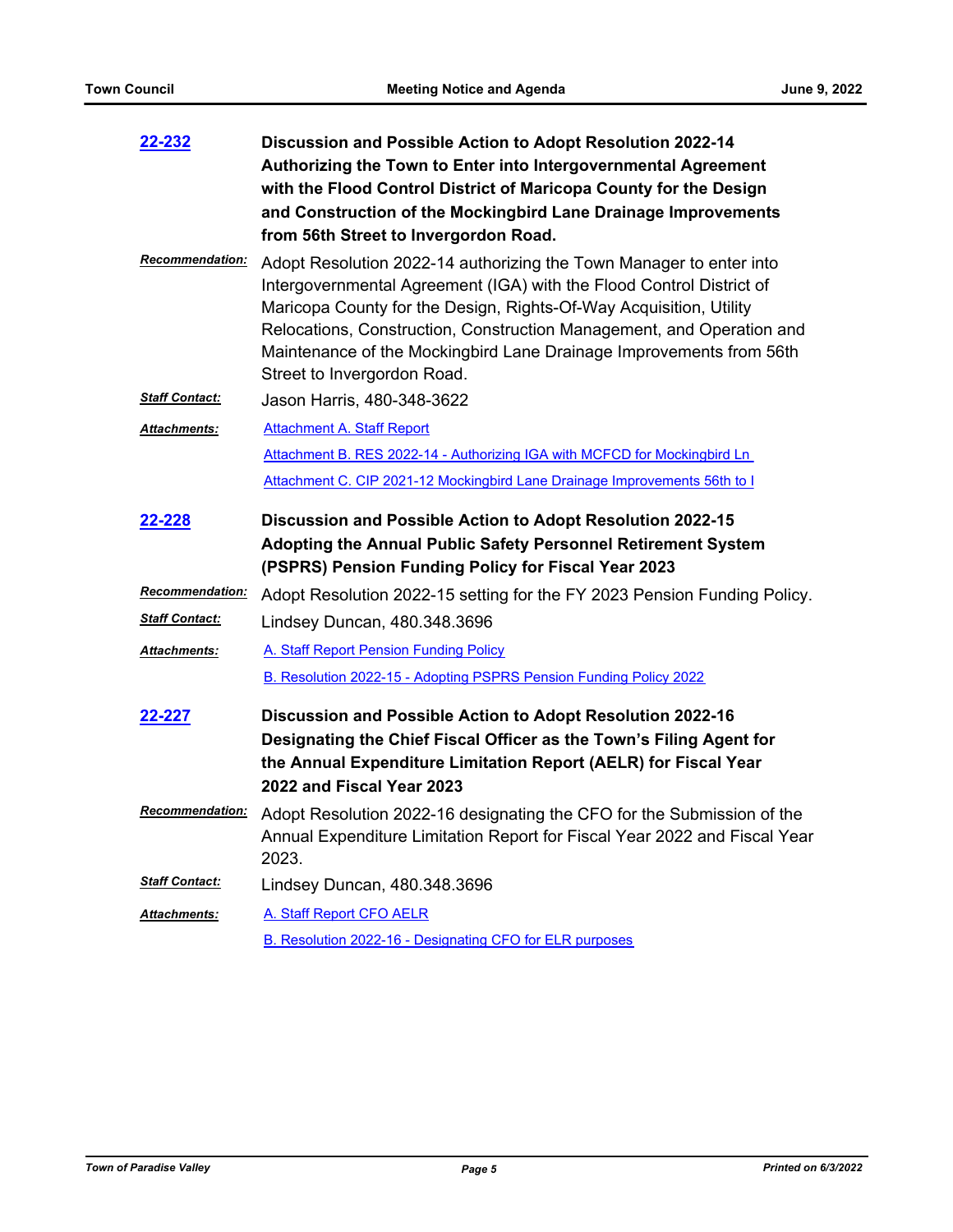**22-232** **Discussion and Possible Action to Adopt Resolution 2022-14 Authorizing the Town to Enter into Intergovernmental Agreement with the Flood Control District of Maricopa County for the Design and Construction of the Mockingbird Lane Drainage Improvements from 56th Street to Invergordon Road.**

***Recommendation:*** Adopt Resolution 2022-14 authorizing the Town Manager to enter into Intergovernmental Agreement (IGA) with the Flood Control District of Maricopa County for the Design, Rights-Of-Way Acquisition, Utility Relocations, Construction, Construction Management, and Operation and Maintenance of the Mockingbird Lane Drainage Improvements from 56th Street to Invergordon Road.

***Staff Contact:*** Jason Harris, 480-348-3622

***Attachments:***
- Attachment A. Staff Report
- Attachment B. RES 2022-14 - Authorizing IGA with MCFCD for Mockingbird Ln
- Attachment C. CIP 2021-12 Mockingbird Lane Drainage Improvements 56th to I

**22-228** **Discussion and Possible Action to Adopt Resolution 2022-15 Adopting the Annual Public Safety Personnel Retirement System (PSPRS) Pension Funding Policy for Fiscal Year 2023**

***Recommendation:*** Adopt Resolution 2022-15 setting for the FY 2023 Pension Funding Policy.

***Staff Contact:*** Lindsey Duncan, 480.348.3696

***Attachments:***
- A. Staff Report Pension Funding Policy
- B. Resolution 2022-15 - Adopting PSPRS Pension Funding Policy 2022

**22-227** **Discussion and Possible Action to Adopt Resolution 2022-16 Designating the Chief Fiscal Officer as the Town's Filing Agent for the Annual Expenditure Limitation Report (AELR) for Fiscal Year 2022 and Fiscal Year 2023**

***Recommendation:*** Adopt Resolution 2022-16 designating the CFO for the Submission of the Annual Expenditure Limitation Report for Fiscal Year 2022 and Fiscal Year 2023.

***Staff Contact:*** Lindsey Duncan, 480.348.3696

***Attachments:***
- A. Staff Report CFO AELR
- B. Resolution 2022-16 - Designating CFO for ELR purposes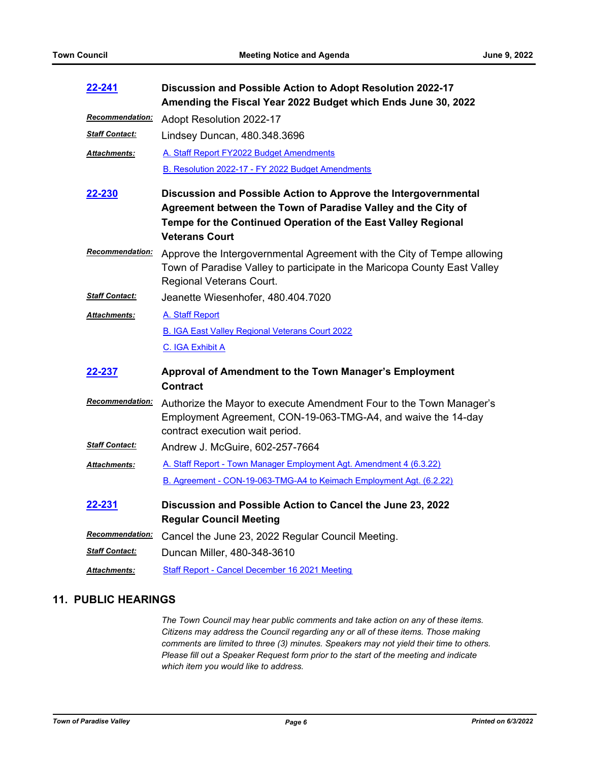**22-241** **Discussion and Possible Action to Adopt Resolution 2022-17 Amending the Fiscal Year 2022 Budget which Ends June 30, 2022**

***Recommendation:*** Adopt Resolution 2022-17

***Staff Contact:*** Lindsey Duncan, 480.348.3696

***Attachments:*** A. Staff Report FY2022 Budget Amendments
B. Resolution 2022-17 - FY 2022 Budget Amendments

**22-230** **Discussion and Possible Action to Approve the Intergovernmental Agreement between the Town of Paradise Valley and the City of Tempe for the Continued Operation of the East Valley Regional Veterans Court**

***Recommendation:*** Approve the Intergovernmental Agreement with the City of Tempe allowing Town of Paradise Valley to participate in the Maricopa County East Valley Regional Veterans Court.

***Staff Contact:*** Jeanette Wiesenhofer, 480.404.7020

***Attachments:*** A. Staff Report
B. IGA East Valley Regional Veterans Court 2022
C. IGA Exhibit A

**22-237** **Approval of Amendment to the Town Manager's Employment Contract**

***Recommendation:*** Authorize the Mayor to execute Amendment Four to the Town Manager's Employment Agreement, CON-19-063-TMG-A4, and waive the 14-day contract execution wait period.

***Staff Contact:*** Andrew J. McGuire, 602-257-7664

***Attachments:*** A. Staff Report - Town Manager Employment Agt. Amendment 4 (6.3.22)
B. Agreement - CON-19-063-TMG-A4 to Keimach Employment Agt. (6.2.22)

**22-231** **Discussion and Possible Action to Cancel the June 23, 2022 Regular Council Meeting**

***Recommendation:*** Cancel the June 23, 2022 Regular Council Meeting.

***Staff Contact:*** Duncan Miller, 480-348-3610

***Attachments:*** Staff Report - Cancel December 16 2021 Meeting

## 11. PUBLIC HEARINGS

*The Town Council may hear public comments and take action on any of these items. Citizens may address the Council regarding any or all of these items. Those making comments are limited to three (3) minutes. Speakers may not yield their time to others. Please fill out a Speaker Request form prior to the start of the meeting and indicate which item you would like to address.*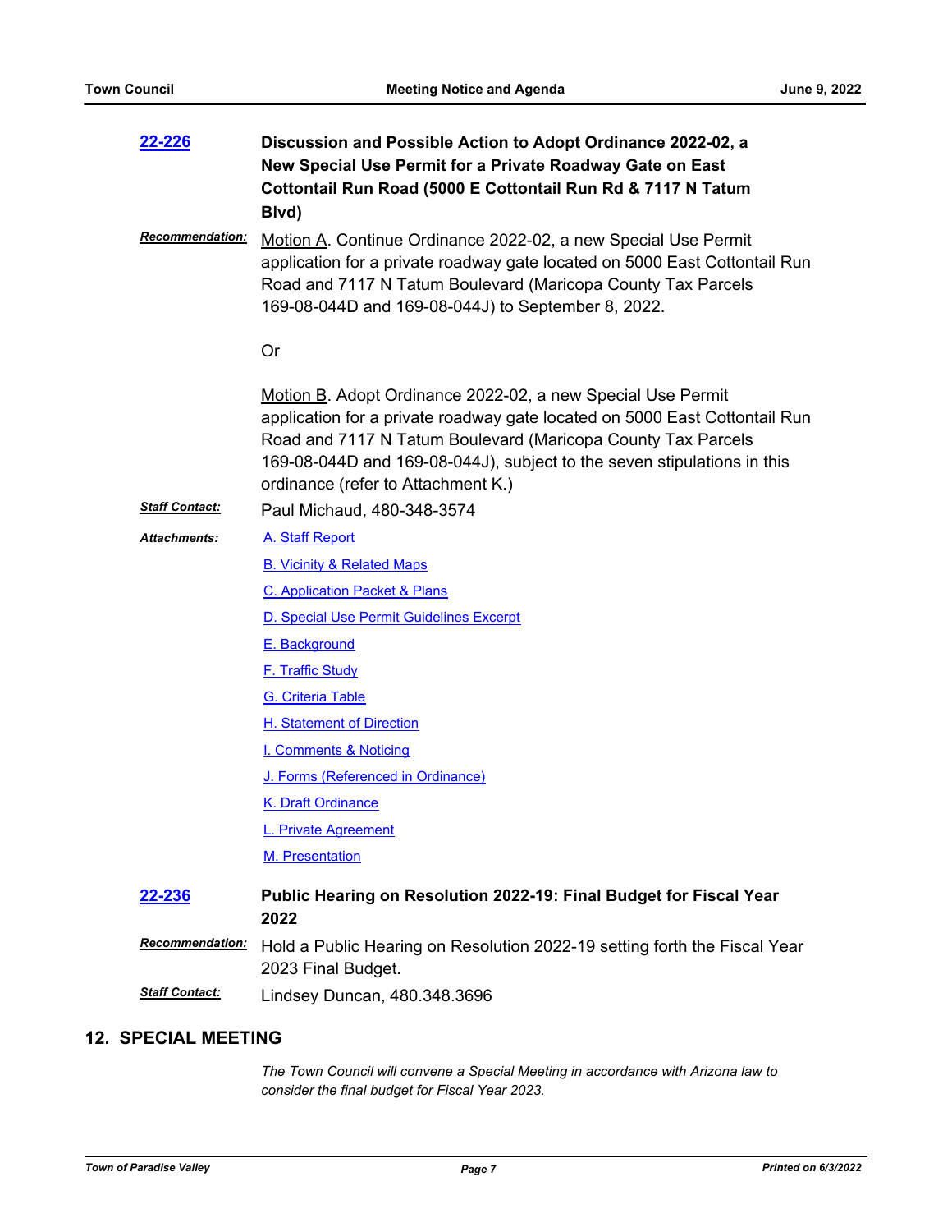**22-226** **Discussion and Possible Action to Adopt Ordinance 2022-02, a New Special Use Permit for a Private Roadway Gate on East Cottontail Run Road (5000 E Cottontail Run Rd & 7117 N Tatum Blvd)**

***Recommendation:*** Motion A. Continue Ordinance 2022-02, a new Special Use Permit application for a private roadway gate located on 5000 East Cottontail Run Road and 7117 N Tatum Boulevard (Maricopa County Tax Parcels 169-08-044D and 169-08-044J) to September 8, 2022.

Or

Motion B. Adopt Ordinance 2022-02, a new Special Use Permit application for a private roadway gate located on 5000 East Cottontail Run Road and 7117 N Tatum Boulevard (Maricopa County Tax Parcels 169-08-044D and 169-08-044J), subject to the seven stipulations in this ordinance (refer to Attachment K.)

***Staff Contact:*** Paul Michaud, 480-348-3574

***Attachments:***
- A. Staff Report
- B. Vicinity & Related Maps
- C. Application Packet & Plans
- D. Special Use Permit Guidelines Excerpt
- E. Background
- F. Traffic Study
- G. Criteria Table
- H. Statement of Direction
- I. Comments & Noticing
- J. Forms (Referenced in Ordinance)
- K. Draft Ordinance
- L. Private Agreement
- M. Presentation

**22-236** **Public Hearing on Resolution 2022-19: Final Budget for Fiscal Year 2022**

***Recommendation:*** Hold a Public Hearing on Resolution 2022-19 setting forth the Fiscal Year 2023 Final Budget.

***Staff Contact:*** Lindsey Duncan, 480.348.3696

## 12. SPECIAL MEETING

*The Town Council will convene a Special Meeting in accordance with Arizona law to consider the final budget for Fiscal Year 2023.*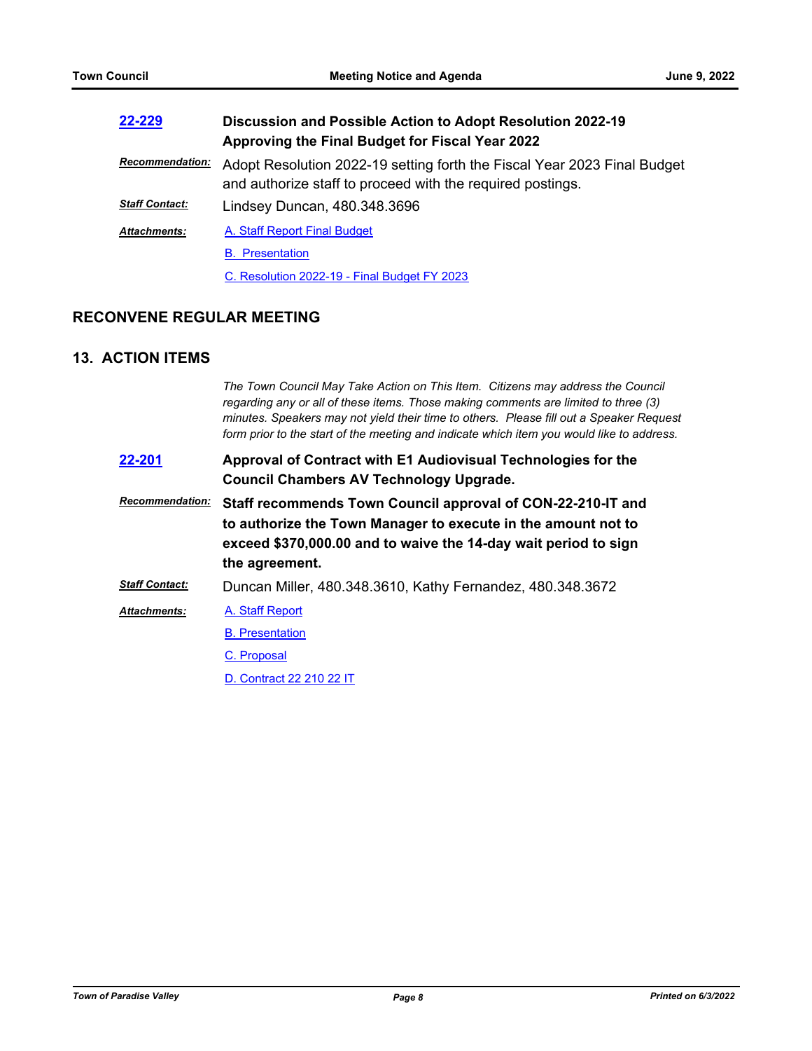**22-229** **Discussion and Possible Action to Adopt Resolution 2022-19 Approving the Final Budget for Fiscal Year 2022**

***Recommendation:*** Adopt Resolution 2022-19 setting forth the Fiscal Year 2023 Final Budget and authorize staff to proceed with the required postings.

***Staff Contact:*** Lindsey Duncan, 480.348.3696

***Attachments:***
- A. Staff Report Final Budget
- B. Presentation
- C. Resolution 2022-19 - Final Budget FY 2023

## RECONVENE REGULAR MEETING

## 13. ACTION ITEMS

*The Town Council May Take Action on This Item. Citizens may address the Council regarding any or all of these items. Those making comments are limited to three (3) minutes. Speakers may not yield their time to others. Please fill out a Speaker Request form prior to the start of the meeting and indicate which item you would like to address.*

**22-201** **Approval of Contract with E1 Audiovisual Technologies for the Council Chambers AV Technology Upgrade.**

***Recommendation:*** **Staff recommends Town Council approval of CON-22-210-IT and to authorize the Town Manager to execute in the amount not to exceed $370,000.00 and to waive the 14-day wait period to sign the agreement.**

***Staff Contact:*** Duncan Miller, 480.348.3610, Kathy Fernandez, 480.348.3672

***Attachments:***
- A. Staff Report
- B. Presentation
- C. Proposal
- D. Contract 22 210 22 IT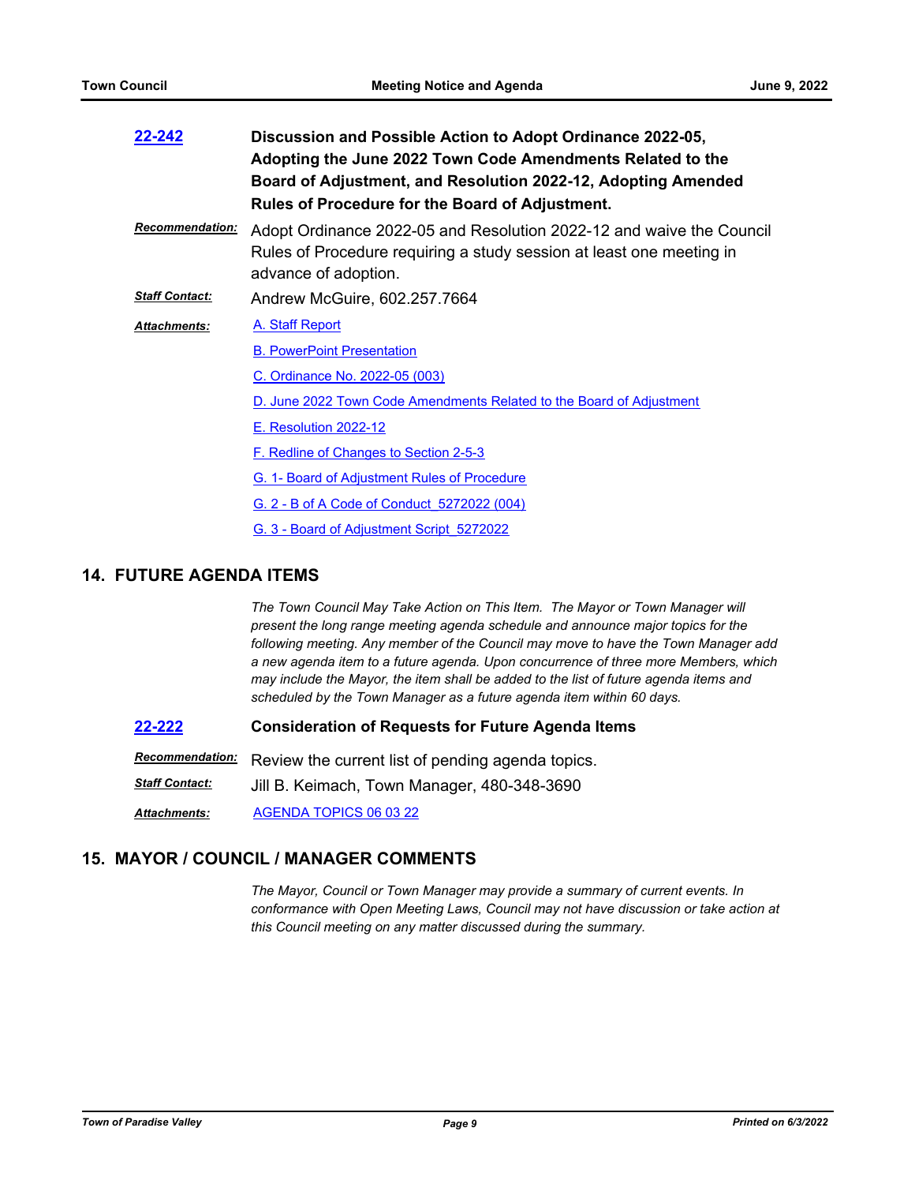**22-242** **Discussion and Possible Action to Adopt Ordinance 2022-05, Adopting the June 2022 Town Code Amendments Related to the Board of Adjustment, and Resolution 2022-12, Adopting Amended Rules of Procedure for the Board of Adjustment.**

***Recommendation:*** Adopt Ordinance 2022-05 and Resolution 2022-12 and waive the Council Rules of Procedure requiring a study session at least one meeting in advance of adoption.

***Staff Contact:*** Andrew McGuire, 602.257.7664

***Attachments:***
- A. Staff Report
- B. PowerPoint Presentation
- C. Ordinance No. 2022-05 (003)
- D. June 2022 Town Code Amendments Related to the Board of Adjustment
- E. Resolution 2022-12
- F. Redline of Changes to Section 2-5-3
- G. 1- Board of Adjustment Rules of Procedure
- G. 2 - B of A Code of Conduct_5272022 (004)
- G. 3 - Board of Adjustment Script_5272022

## 14. FUTURE AGENDA ITEMS

*The Town Council May Take Action on This Item. The Mayor or Town Manager will present the long range meeting agenda schedule and announce major topics for the following meeting. Any member of the Council may move to have the Town Manager add a new agenda item to a future agenda. Upon concurrence of three more Members, which may include the Mayor, the item shall be added to the list of future agenda items and scheduled by the Town Manager as a future agenda item within 60 days.*

**22-222** **Consideration of Requests for Future Agenda Items**

***Recommendation:*** Review the current list of pending agenda topics.

***Staff Contact:*** Jill B. Keimach, Town Manager, 480-348-3690

***Attachments:*** AGENDA TOPICS 06 03 22

## 15. MAYOR / COUNCIL / MANAGER COMMENTS

*The Mayor, Council or Town Manager may provide a summary of current events. In conformance with Open Meeting Laws, Council may not have discussion or take action at this Council meeting on any matter discussed during the summary.*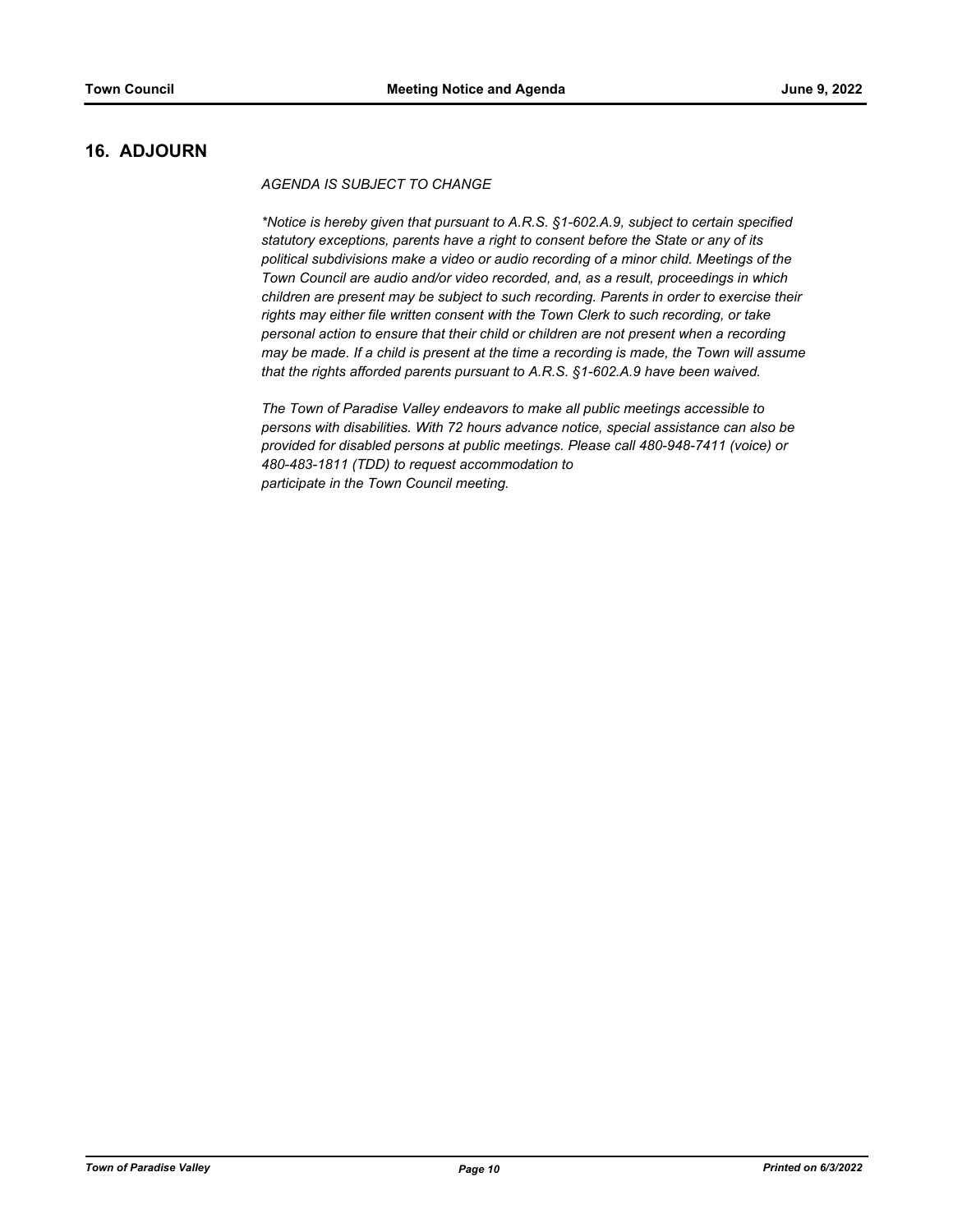## 16. ADJOURN

*AGENDA IS SUBJECT TO CHANGE*

**Notice is hereby given that pursuant to A.R.S. §1-602.A.9, subject to certain specified statutory exceptions, parents have a right to consent before the State or any of its political subdivisions make a video or audio recording of a minor child. Meetings of the Town Council are audio and/or video recorded, and, as a result, proceedings in which children are present may be subject to such recording. Parents in order to exercise their rights may either file written consent with the Town Clerk to such recording, or take personal action to ensure that their child or children are not present when a recording may be made. If a child is present at the time a recording is made, the Town will assume that the rights afforded parents pursuant to A.R.S. §1-602.A.9 have been waived.*

*The Town of Paradise Valley endeavors to make all public meetings accessible to persons with disabilities. With 72 hours advance notice, special assistance can also be provided for disabled persons at public meetings. Please call 480-948-7411 (voice) or 480-483-1811 (TDD) to request accommodation to participate in the Town Council meeting.*